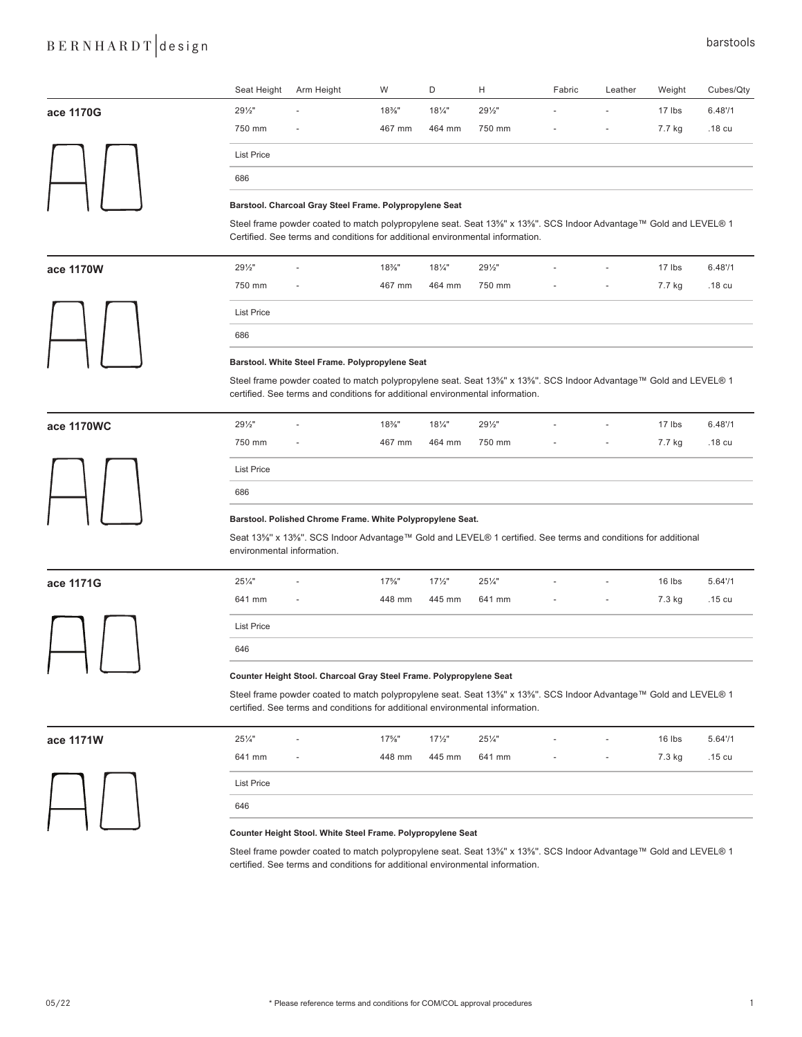# barstools

| | Seat Height | Arm Height | W | D | H | Fabric | Leather | Weight | Cubes/Qty |
|---|---|---|---|---|---|---|---|---|---|
| **ace 1170G** | 29½" | - | 18⅜" | 18¼" | 29½" | - | - | 17 lbs | 6.48'/1 |
| | 750 mm | - | 467 mm | 464 mm | 750 mm | - | - | 7.7 kg | .18 cu |

List Price

686

**Barstool. Charcoal Gray Steel Frame. Polypropylene Seat**

Steel frame powder coated to match polypropylene seat. Seat 13⅝" x 13⅝". SCS Indoor Advantage™ Gold and LEVEL® 1 Certified. See terms and conditions for additional environmental information.

| | Seat Height | Arm Height | W | D | H | Fabric | Leather | Weight | Cubes/Qty |
|---|---|---|---|---|---|---|---|---|---|
| **ace 1170W** | 29½" | - | 18⅜" | 18¼" | 29½" | - | - | 17 lbs | 6.48'/1 |
| | 750 mm | - | 467 mm | 464 mm | 750 mm | - | - | 7.7 kg | .18 cu |

List Price

686

**Barstool. White Steel Frame. Polypropylene Seat**

Steel frame powder coated to match polypropylene seat. Seat 13⅝" x 13⅝". SCS Indoor Advantage™ Gold and LEVEL® 1 certified. See terms and conditions for additional environmental information.

| | Seat Height | Arm Height | W | D | H | Fabric | Leather | Weight | Cubes/Qty |
|---|---|---|---|---|---|---|---|---|---|
| **ace 1170WC** | 29½" | - | 18⅜" | 18¼" | 29½" | - | - | 17 lbs | 6.48'/1 |
| | 750 mm | - | 467 mm | 464 mm | 750 mm | - | - | 7.7 kg | .18 cu |

List Price

686

**Barstool. Polished Chrome Frame. White Polypropylene Seat.**

Seat 13⅝" x 13⅝". SCS Indoor Advantage™ Gold and LEVEL® 1 certified. See terms and conditions for additional environmental information.

| | Seat Height | Arm Height | W | D | H | Fabric | Leather | Weight | Cubes/Qty |
|---|---|---|---|---|---|---|---|---|---|
| **ace 1171G** | 25¼" | - | 17⅝" | 17½" | 25¼" | - | - | 16 lbs | 5.64'/1 |
| | 641 mm | - | 448 mm | 445 mm | 641 mm | - | - | 7.3 kg | .15 cu |

List Price

646

**Counter Height Stool. Charcoal Gray Steel Frame. Polypropylene Seat**

Steel frame powder coated to match polypropylene seat. Seat 13⅝" x 13⅝". SCS Indoor Advantage™ Gold and LEVEL® 1 certified. See terms and conditions for additional environmental information.

| | Seat Height | Arm Height | W | D | H | Fabric | Leather | Weight | Cubes/Qty |
|---|---|---|---|---|---|---|---|---|---|
| **ace 1171W** | 25¼" | - | 17⅝" | 17½" | 25¼" | - | - | 16 lbs | 5.64'/1 |
| | 641 mm | - | 448 mm | 445 mm | 641 mm | - | - | 7.3 kg | .15 cu |

List Price

646

**Counter Height Stool. White Steel Frame. Polypropylene Seat**

Steel frame powder coated to match polypropylene seat. Seat 13⅝" x 13⅝". SCS Indoor Advantage™ Gold and LEVEL® 1 certified. See terms and conditions for additional environmental information.

\* Please reference terms and conditions for COM/COL approval procedures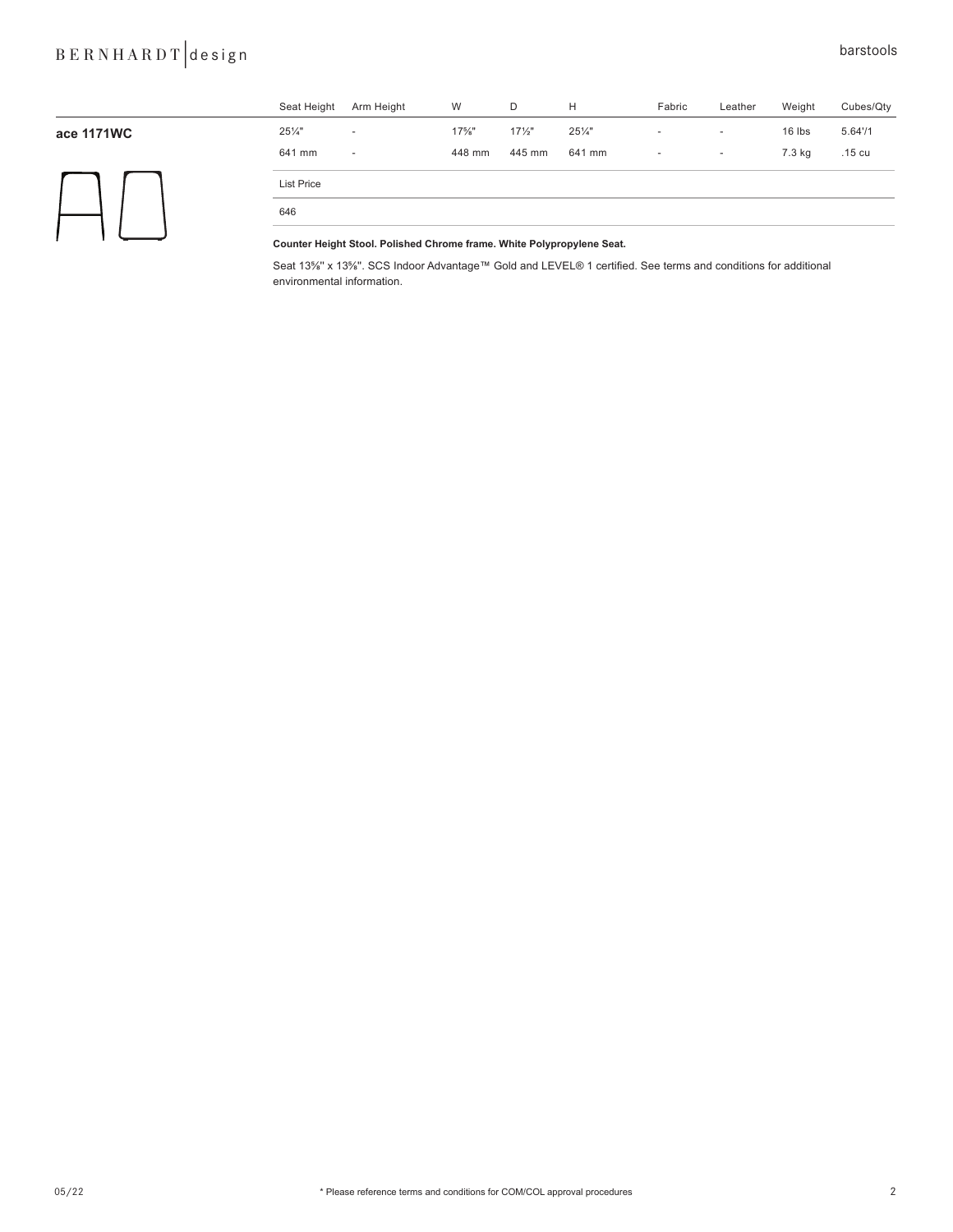**ace 1171WC**

| | Seat Height | Arm Height | W | D | H | Fabric | Leather | Weight | Cubes/Qty |
|---|---|---|---|---|---|---|---|---|---|
| | 25¼" | - | 17⅝" | 17½" | 25¼" | - | - | 16 lbs | 5.64'/1 |
| | 641 mm | - | 448 mm | 445 mm | 641 mm | - | - | 7.3 kg | .15 cu |

| List Price |
|---|
| 646 |

**Counter Height Stool. Polished Chrome frame. White Polypropylene Seat.**

Seat 13⅝" x 13⅝". SCS Indoor Advantage™ Gold and LEVEL® 1 certified. See terms and conditions for additional environmental information.

\* Please reference terms and conditions for COM/COL approval procedures